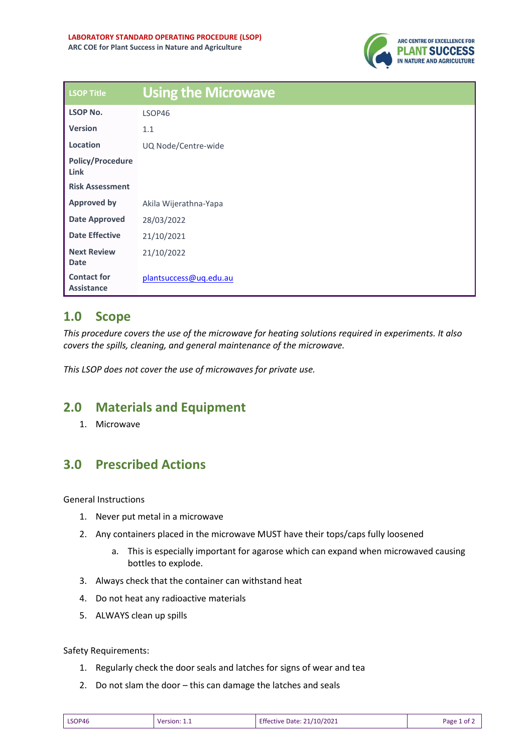**LABORATORY STANDARD OPERATING PROCEDURE (LSOP)**
**ARC COE for Plant Success in Nature and Agriculture**

| LSOP Title | Using the Microwave |
| --- | --- |
| LSOP No. | LSOP46 |
| Version | 1.1 |
| Location | UQ Node/Centre-wide |
| Policy/Procedure Link | |
| Risk Assessment | |
| Approved by | Akila Wijerathna-Yapa |
| Date Approved | 28/03/2022 |
| Date Effective | 21/10/2021 |
| Next Review Date | 21/10/2022 |
| Contact for Assistance | plantsuccess@uq.edu.au |

## 1.0 Scope

*This procedure covers the use of the microwave for heating solutions required in experiments. It also covers the spills, cleaning, and general maintenance of the microwave.*

*This LSOP does not cover the use of microwaves for private use.*

## 2.0 Materials and Equipment

1. Microwave

## 3.0 Prescribed Actions

General Instructions

1. Never put metal in a microwave
2. Any containers placed in the microwave MUST have their tops/caps fully loosened
   a. This is especially important for agarose which can expand when microwaved causing bottles to explode.
3. Always check that the container can withstand heat
4. Do not heat any radioactive materials
5. ALWAYS clean up spills

Safety Requirements:

1. Regularly check the door seals and latches for signs of wear and tea
2. Do not slam the door – this can damage the latches and seals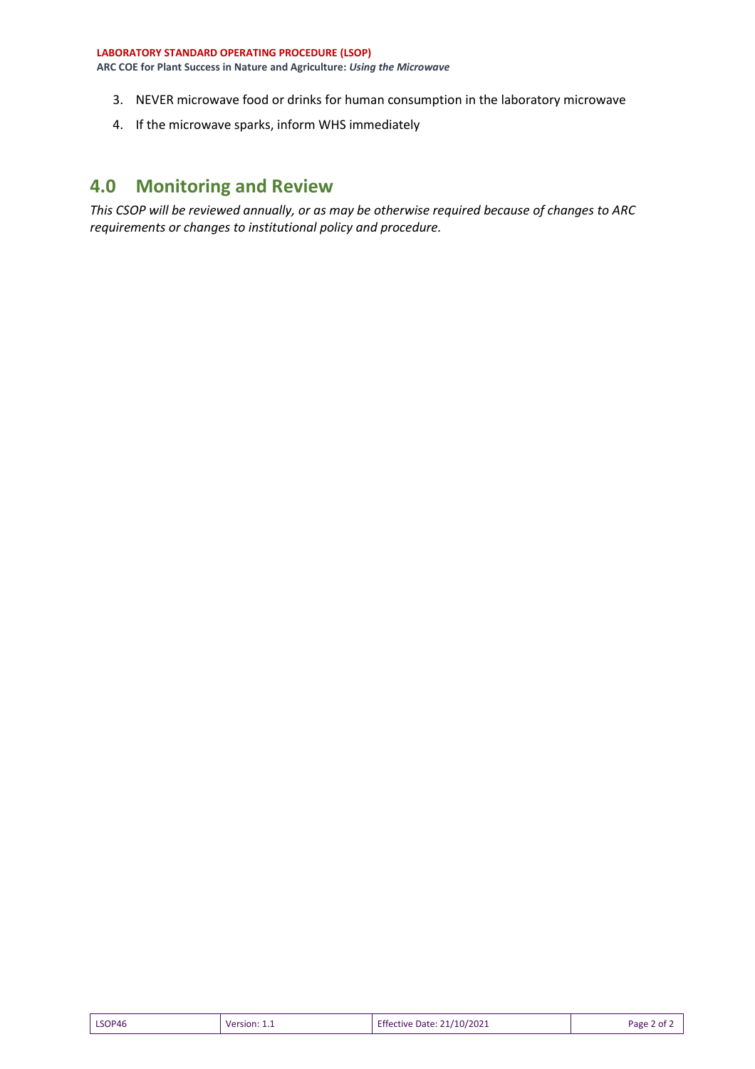3. NEVER microwave food or drinks for human consumption in the laboratory microwave
4. If the microwave sparks, inform WHS immediately

## 4.0 Monitoring and Review

*This CSOP will be reviewed annually, or as may be otherwise required because of changes to ARC requirements or changes to institutional policy and procedure.*